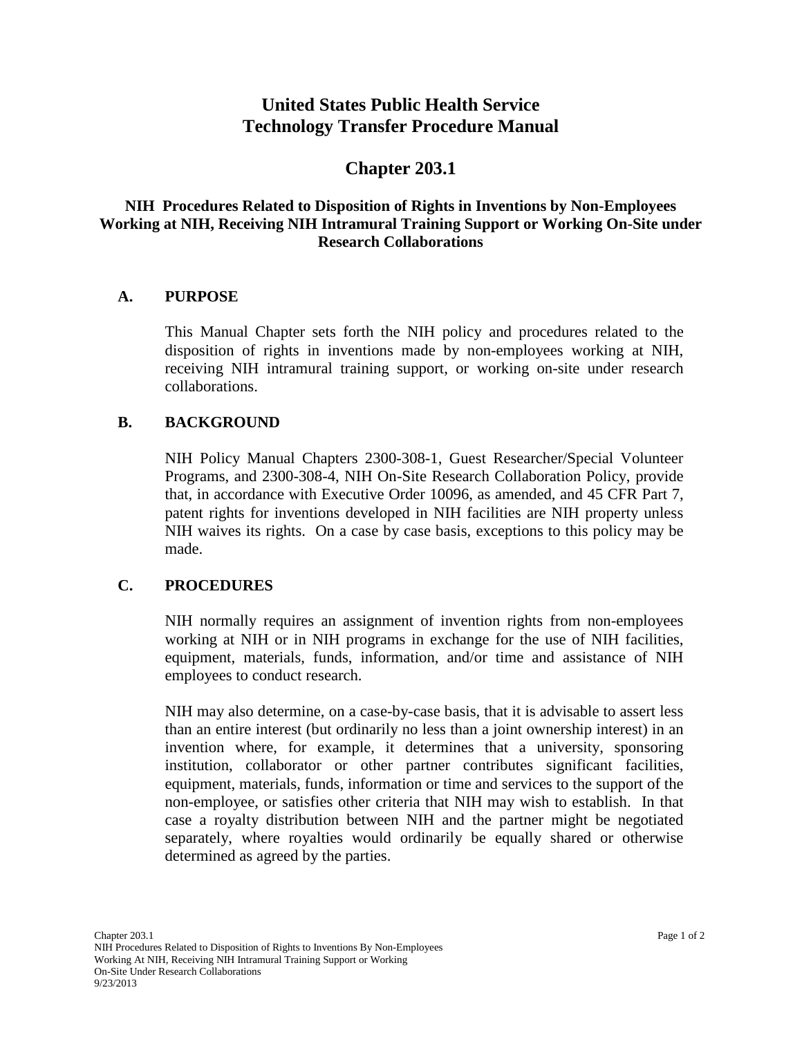# United States Public Health Service
# Technology Transfer Procedure Manual

## Chapter 203.1

### NIH Procedures Related to Disposition of Rights in Inventions by Non-Employees Working at NIH, Receiving NIH Intramural Training Support or Working On-Site under Research Collaborations

## A. PURPOSE

This Manual Chapter sets forth the NIH policy and procedures related to the disposition of rights in inventions made by non-employees working at NIH, receiving NIH intramural training support, or working on-site under research collaborations.

## B. BACKGROUND

NIH Policy Manual Chapters 2300-308-1, Guest Researcher/Special Volunteer Programs, and 2300-308-4, NIH On-Site Research Collaboration Policy, provide that, in accordance with Executive Order 10096, as amended, and 45 CFR Part 7, patent rights for inventions developed in NIH facilities are NIH property unless NIH waives its rights. On a case by case basis, exceptions to this policy may be made.

## C. PROCEDURES

NIH normally requires an assignment of invention rights from non-employees working at NIH or in NIH programs in exchange for the use of NIH facilities, equipment, materials, funds, information, and/or time and assistance of NIH employees to conduct research.

NIH may also determine, on a case-by-case basis, that it is advisable to assert less than an entire interest (but ordinarily no less than a joint ownership interest) in an invention where, for example, it determines that a university, sponsoring institution, collaborator or other partner contributes significant facilities, equipment, materials, funds, information or time and services to the support of the non-employee, or satisfies other criteria that NIH may wish to establish. In that case a royalty distribution between NIH and the partner might be negotiated separately, where royalties would ordinarily be equally shared or otherwise determined as agreed by the parties.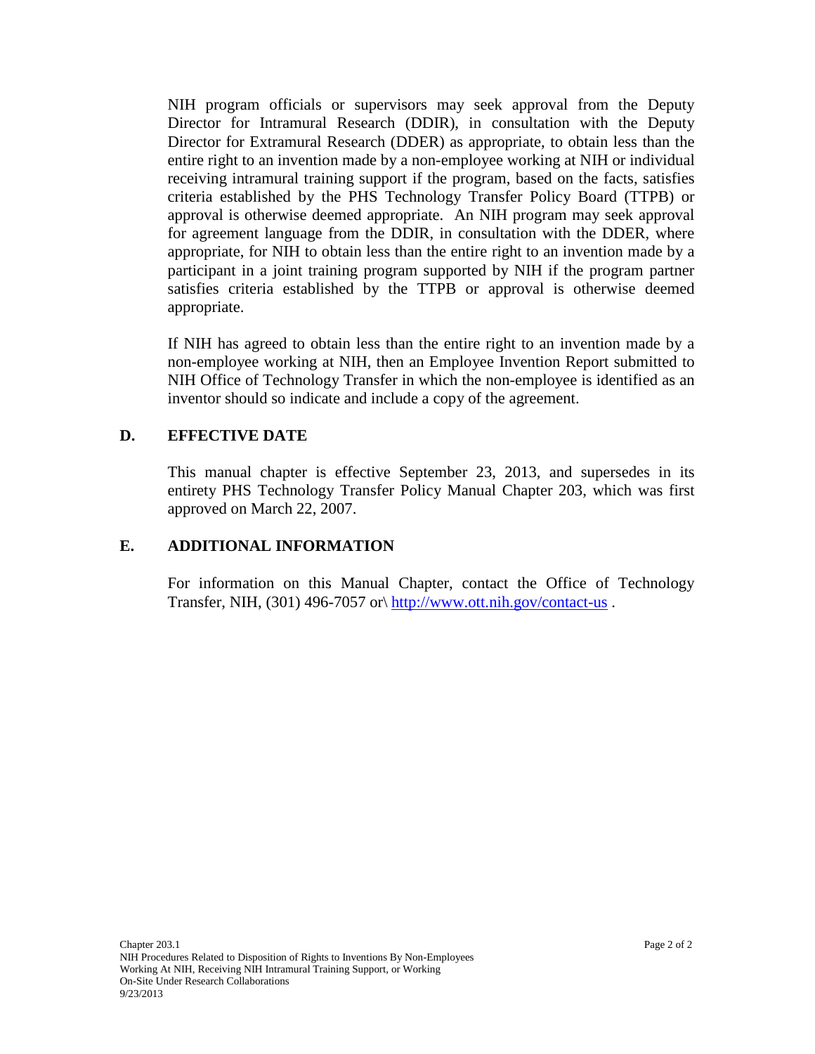NIH program officials or supervisors may seek approval from the Deputy Director for Intramural Research (DDIR), in consultation with the Deputy Director for Extramural Research (DDER) as appropriate, to obtain less than the entire right to an invention made by a non-employee working at NIH or individual receiving intramural training support if the program, based on the facts, satisfies criteria established by the PHS Technology Transfer Policy Board (TTPB) or approval is otherwise deemed appropriate. An NIH program may seek approval for agreement language from the DDIR, in consultation with the DDER, where appropriate, for NIH to obtain less than the entire right to an invention made by a participant in a joint training program supported by NIH if the program partner satisfies criteria established by the TTPB or approval is otherwise deemed appropriate.

If NIH has agreed to obtain less than the entire right to an invention made by a non-employee working at NIH, then an Employee Invention Report submitted to NIH Office of Technology Transfer in which the non-employee is identified as an inventor should so indicate and include a copy of the agreement.

## D. EFFECTIVE DATE

This manual chapter is effective September 23, 2013, and supersedes in its entirety PHS Technology Transfer Policy Manual Chapter 203, which was first approved on March 22, 2007.

## E. ADDITIONAL INFORMATION

For information on this Manual Chapter, contact the Office of Technology Transfer, NIH, (301) 496-7057 or\ http://www.ott.nih.gov/contact-us .